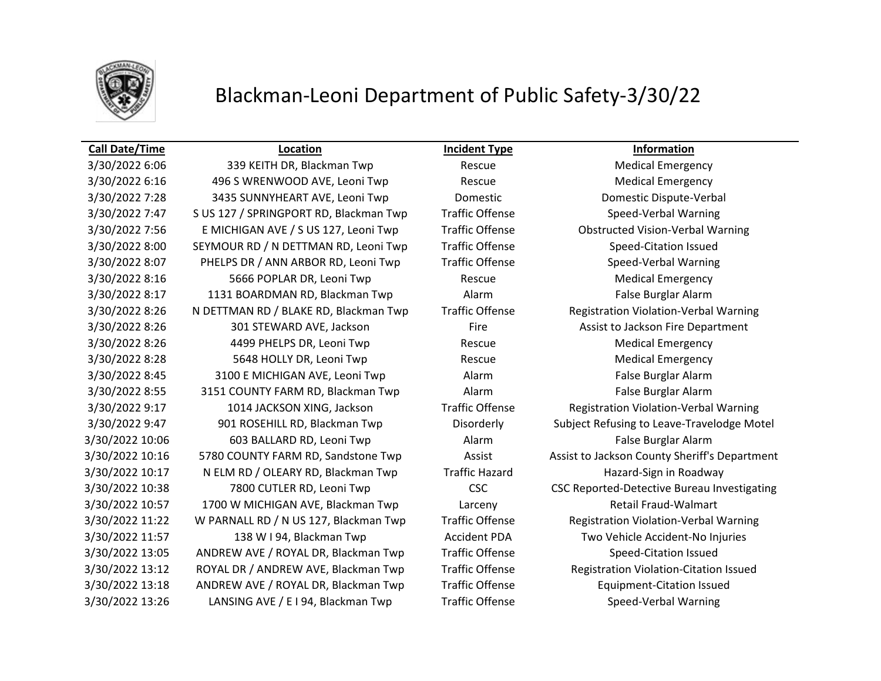# Blackman-Leoni Department of Public Safety-3/30/22

| Call Date/Time | Location | Incident Type | Information |
|---|---|---|---|
| 3/30/2022 6:06 | 339 KEITH DR, Blackman Twp | Rescue | Medical Emergency |
| 3/30/2022 6:16 | 496 S WRENWOOD AVE, Leoni Twp | Rescue | Medical Emergency |
| 3/30/2022 7:28 | 3435 SUNNYHEART AVE, Leoni Twp | Domestic | Domestic Dispute-Verbal |
| 3/30/2022 7:47 | S US 127 / SPRINGPORT RD, Blackman Twp | Traffic Offense | Speed-Verbal Warning |
| 3/30/2022 7:56 | E MICHIGAN AVE / S US 127, Leoni Twp | Traffic Offense | Obstructed Vision-Verbal Warning |
| 3/30/2022 8:00 | SEYMOUR RD / N DETTMAN RD, Leoni Twp | Traffic Offense | Speed-Citation Issued |
| 3/30/2022 8:07 | PHELPS DR / ANN ARBOR RD, Leoni Twp | Traffic Offense | Speed-Verbal Warning |
| 3/30/2022 8:16 | 5666 POPLAR DR, Leoni Twp | Rescue | Medical Emergency |
| 3/30/2022 8:17 | 1131 BOARDMAN RD, Blackman Twp | Alarm | False Burglar Alarm |
| 3/30/2022 8:26 | N DETTMAN RD / BLAKE RD, Blackman Twp | Traffic Offense | Registration Violation-Verbal Warning |
| 3/30/2022 8:26 | 301 STEWARD AVE, Jackson | Fire | Assist to Jackson Fire Department |
| 3/30/2022 8:26 | 4499 PHELPS DR, Leoni Twp | Rescue | Medical Emergency |
| 3/30/2022 8:28 | 5648 HOLLY DR, Leoni Twp | Rescue | Medical Emergency |
| 3/30/2022 8:45 | 3100 E MICHIGAN AVE, Leoni Twp | Alarm | False Burglar Alarm |
| 3/30/2022 8:55 | 3151 COUNTY FARM RD, Blackman Twp | Alarm | False Burglar Alarm |
| 3/30/2022 9:17 | 1014 JACKSON XING, Jackson | Traffic Offense | Registration Violation-Verbal Warning |
| 3/30/2022 9:47 | 901 ROSEHILL RD, Blackman Twp | Disorderly | Subject Refusing to Leave-Travelodge Motel |
| 3/30/2022 10:06 | 603 BALLARD RD, Leoni Twp | Alarm | False Burglar Alarm |
| 3/30/2022 10:16 | 5780 COUNTY FARM RD, Sandstone Twp | Assist | Assist to Jackson County Sheriff's Department |
| 3/30/2022 10:17 | N ELM RD / OLEARY RD, Blackman Twp | Traffic Hazard | Hazard-Sign in Roadway |
| 3/30/2022 10:38 | 7800 CUTLER RD, Leoni Twp | CSC | CSC Reported-Detective Bureau Investigating |
| 3/30/2022 10:57 | 1700 W MICHIGAN AVE, Blackman Twp | Larceny | Retail Fraud-Walmart |
| 3/30/2022 11:22 | W PARNALL RD / N US 127, Blackman Twp | Traffic Offense | Registration Violation-Verbal Warning |
| 3/30/2022 11:57 | 138 W I 94, Blackman Twp | Accident PDA | Two Vehicle Accident-No Injuries |
| 3/30/2022 13:05 | ANDREW AVE / ROYAL DR, Blackman Twp | Traffic Offense | Speed-Citation Issued |
| 3/30/2022 13:12 | ROYAL DR / ANDREW AVE, Blackman Twp | Traffic Offense | Registration Violation-Citation Issued |
| 3/30/2022 13:18 | ANDREW AVE / ROYAL DR, Blackman Twp | Traffic Offense | Equipment-Citation Issued |
| 3/30/2022 13:26 | LANSING AVE / E I 94, Blackman Twp | Traffic Offense | Speed-Verbal Warning |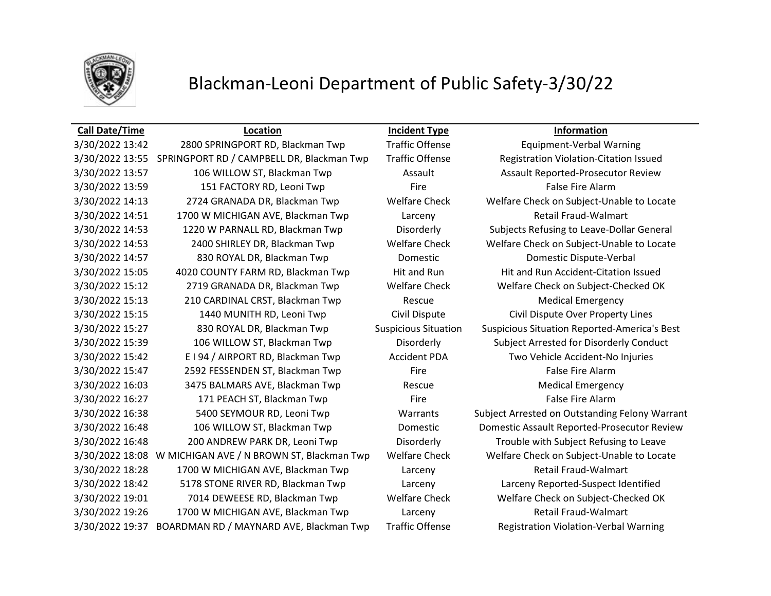# Blackman-Leoni Department of Public Safety-3/30/22

| Call Date/Time | Location | Incident Type | Information |
|---|---|---|---|
| 3/30/2022 13:42 | 2800 SPRINGPORT RD, Blackman Twp | Traffic Offense | Equipment-Verbal Warning |
| 3/30/2022 13:55 | SPRINGPORT RD / CAMPBELL DR, Blackman Twp | Traffic Offense | Registration Violation-Citation Issued |
| 3/30/2022 13:57 | 106 WILLOW ST, Blackman Twp | Assault | Assault Reported-Prosecutor Review |
| 3/30/2022 13:59 | 151 FACTORY RD, Leoni Twp | Fire | False Fire Alarm |
| 3/30/2022 14:13 | 2724 GRANADA DR, Blackman Twp | Welfare Check | Welfare Check on Subject-Unable to Locate |
| 3/30/2022 14:51 | 1700 W MICHIGAN AVE, Blackman Twp | Larceny | Retail Fraud-Walmart |
| 3/30/2022 14:53 | 1220 W PARNALL RD, Blackman Twp | Disorderly | Subjects Refusing to Leave-Dollar General |
| 3/30/2022 14:53 | 2400 SHIRLEY DR, Blackman Twp | Welfare Check | Welfare Check on Subject-Unable to Locate |
| 3/30/2022 14:57 | 830 ROYAL DR, Blackman Twp | Domestic | Domestic Dispute-Verbal |
| 3/30/2022 15:05 | 4020 COUNTY FARM RD, Blackman Twp | Hit and Run | Hit and Run Accident-Citation Issued |
| 3/30/2022 15:12 | 2719 GRANADA DR, Blackman Twp | Welfare Check | Welfare Check on Subject-Checked OK |
| 3/30/2022 15:13 | 210 CARDINAL CRST, Blackman Twp | Rescue | Medical Emergency |
| 3/30/2022 15:15 | 1440 MUNITH RD, Leoni Twp | Civil Dispute | Civil Dispute Over Property Lines |
| 3/30/2022 15:27 | 830 ROYAL DR, Blackman Twp | Suspicious Situation | Suspicious Situation Reported-America's Best |
| 3/30/2022 15:39 | 106 WILLOW ST, Blackman Twp | Disorderly | Subject Arrested for Disorderly Conduct |
| 3/30/2022 15:42 | E I 94 / AIRPORT RD, Blackman Twp | Accident PDA | Two Vehicle Accident-No Injuries |
| 3/30/2022 15:47 | 2592 FESSENDEN ST, Blackman Twp | Fire | False Fire Alarm |
| 3/30/2022 16:03 | 3475 BALMARS AVE, Blackman Twp | Rescue | Medical Emergency |
| 3/30/2022 16:27 | 171 PEACH ST, Blackman Twp | Fire | False Fire Alarm |
| 3/30/2022 16:38 | 5400 SEYMOUR RD, Leoni Twp | Warrants | Subject Arrested on Outstanding Felony Warrant |
| 3/30/2022 16:48 | 106 WILLOW ST, Blackman Twp | Domestic | Domestic Assault Reported-Prosecutor Review |
| 3/30/2022 16:48 | 200 ANDREW PARK DR, Leoni Twp | Disorderly | Trouble with Subject Refusing to Leave |
| 3/30/2022 18:08 | W MICHIGAN AVE / N BROWN ST, Blackman Twp | Welfare Check | Welfare Check on Subject-Unable to Locate |
| 3/30/2022 18:28 | 1700 W MICHIGAN AVE, Blackman Twp | Larceny | Retail Fraud-Walmart |
| 3/30/2022 18:42 | 5178 STONE RIVER RD, Blackman Twp | Larceny | Larceny Reported-Suspect Identified |
| 3/30/2022 19:01 | 7014 DEWEESE RD, Blackman Twp | Welfare Check | Welfare Check on Subject-Checked OK |
| 3/30/2022 19:26 | 1700 W MICHIGAN AVE, Blackman Twp | Larceny | Retail Fraud-Walmart |
| 3/30/2022 19:37 | BOARDMAN RD / MAYNARD AVE, Blackman Twp | Traffic Offense | Registration Violation-Verbal Warning |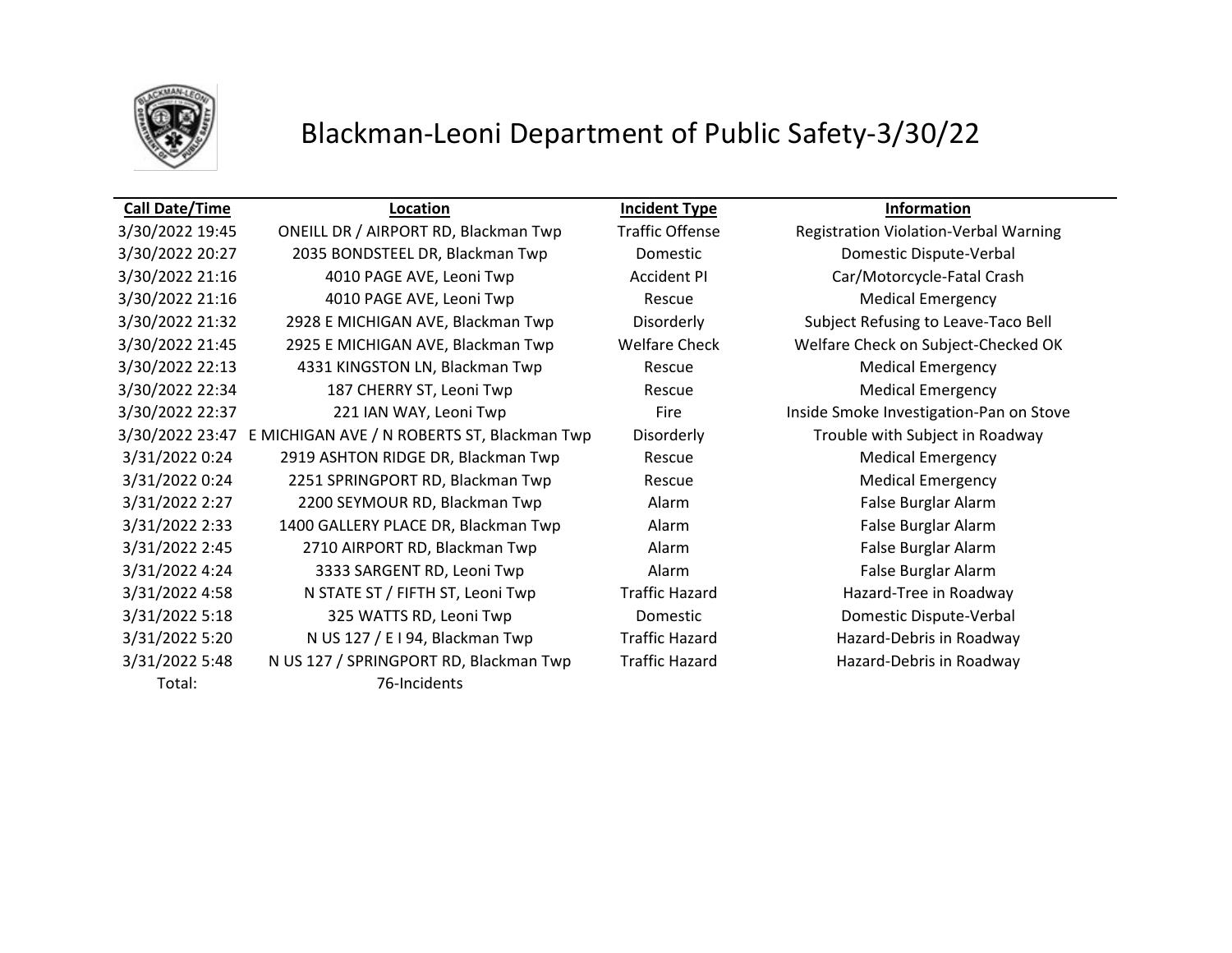# Blackman-Leoni Department of Public Safety-3/30/22

| Call Date/Time | Location | Incident Type | Information |
|---|---|---|---|
| 3/30/2022 19:45 | ONEILL DR / AIRPORT RD, Blackman Twp | Traffic Offense | Registration Violation-Verbal Warning |
| 3/30/2022 20:27 | 2035 BONDSTEEL DR, Blackman Twp | Domestic | Domestic Dispute-Verbal |
| 3/30/2022 21:16 | 4010 PAGE AVE, Leoni Twp | Accident PI | Car/Motorcycle-Fatal Crash |
| 3/30/2022 21:16 | 4010 PAGE AVE, Leoni Twp | Rescue | Medical Emergency |
| 3/30/2022 21:32 | 2928 E MICHIGAN AVE, Blackman Twp | Disorderly | Subject Refusing to Leave-Taco Bell |
| 3/30/2022 21:45 | 2925 E MICHIGAN AVE, Blackman Twp | Welfare Check | Welfare Check on Subject-Checked OK |
| 3/30/2022 22:13 | 4331 KINGSTON LN, Blackman Twp | Rescue | Medical Emergency |
| 3/30/2022 22:34 | 187 CHERRY ST, Leoni Twp | Rescue | Medical Emergency |
| 3/30/2022 22:37 | 221 IAN WAY, Leoni Twp | Fire | Inside Smoke Investigation-Pan on Stove |
| 3/30/2022 23:47 | E MICHIGAN AVE / N ROBERTS ST, Blackman Twp | Disorderly | Trouble with Subject in Roadway |
| 3/31/2022 0:24 | 2919 ASHTON RIDGE DR, Blackman Twp | Rescue | Medical Emergency |
| 3/31/2022 0:24 | 2251 SPRINGPORT RD, Blackman Twp | Rescue | Medical Emergency |
| 3/31/2022 2:27 | 2200 SEYMOUR RD, Blackman Twp | Alarm | False Burglar Alarm |
| 3/31/2022 2:33 | 1400 GALLERY PLACE DR, Blackman Twp | Alarm | False Burglar Alarm |
| 3/31/2022 2:45 | 2710 AIRPORT RD, Blackman Twp | Alarm | False Burglar Alarm |
| 3/31/2022 4:24 | 3333 SARGENT RD, Leoni Twp | Alarm | False Burglar Alarm |
| 3/31/2022 4:58 | N STATE ST / FIFTH ST, Leoni Twp | Traffic Hazard | Hazard-Tree in Roadway |
| 3/31/2022 5:18 | 325 WATTS RD, Leoni Twp | Domestic | Domestic Dispute-Verbal |
| 3/31/2022 5:20 | N US 127 / E I 94, Blackman Twp | Traffic Hazard | Hazard-Debris in Roadway |
| 3/31/2022 5:48 | N US 127 / SPRINGPORT RD, Blackman Twp | Traffic Hazard | Hazard-Debris in Roadway |
| Total: | 76-Incidents | | |